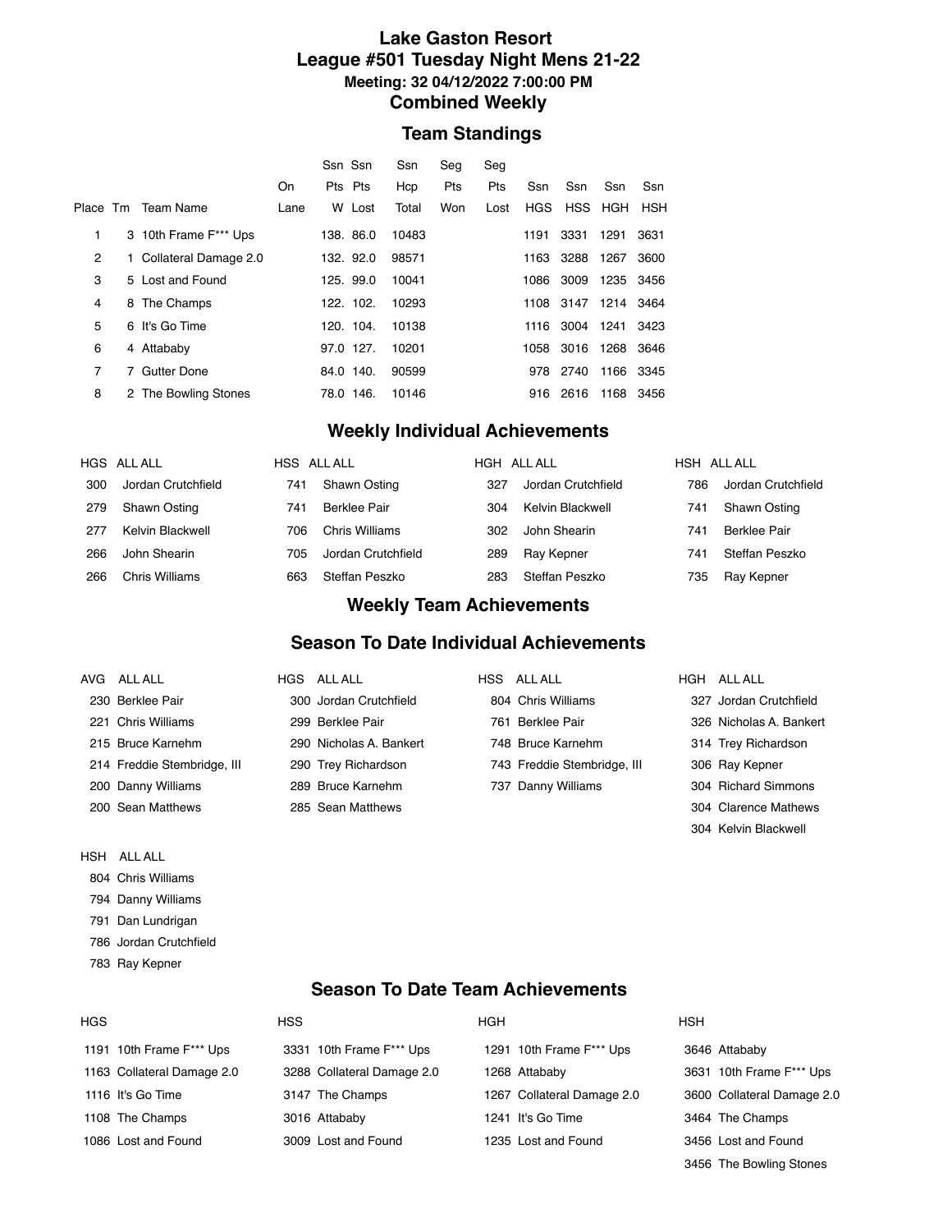# Lake Gaston Resort

## League #501 Tuesday Night Mens 21-22

### Meeting: 32 04/12/2022 7:00:00 PM

## Combined Weekly

## Team Standings

| Place | Tm | Team Name | On Lane | Ssn Pts W | Ssn Pts Lost | Ssn Hcp Total | Seg Pts Won | Seg Pts Lost | Ssn HGS | Ssn HSS | Ssn HGH | Ssn HSH |
|---|---|---|---|---|---|---|---|---|---|---|---|---|
| 1 | 3 | 10th Frame F*** Ups | | 138. | 86.0 | 10483 | | | 1191 | 3331 | 1291 | 3631 |
| 2 | 1 | Collateral Damage 2.0 | | 132. | 92.0 | 98571 | | | 1163 | 3288 | 1267 | 3600 |
| 3 | 5 | Lost and Found | | 125. | 99.0 | 10041 | | | 1086 | 3009 | 1235 | 3456 |
| 4 | 8 | The Champs | | 122. | 102. | 10293 | | | 1108 | 3147 | 1214 | 3464 |
| 5 | 6 | It's Go Time | | 120. | 104. | 10138 | | | 1116 | 3004 | 1241 | 3423 |
| 6 | 4 | Attababy | | 97.0 | 127. | 10201 | | | 1058 | 3016 | 1268 | 3646 |
| 7 | 7 | Gutter Done | | 84.0 | 140. | 90599 | | | 978 | 2740 | 1166 | 3345 |
| 8 | 2 | The Bowling Stones | | 78.0 | 146. | 10146 | | | 916 | 2616 | 1168 | 3456 |

## Weekly Individual Achievements

| HGS | ALL ALL | HSS | ALL ALL | HGH | ALL ALL | HSH | ALL ALL |
|---|---|---|---|---|---|---|---|
| 300 | Jordan Crutchfield | 741 | Shawn Osting | 327 | Jordan Crutchfield | 786 | Jordan Crutchfield |
| 279 | Shawn Osting | 741 | Berklee Pair | 304 | Kelvin Blackwell | 741 | Shawn Osting |
| 277 | Kelvin Blackwell | 706 | Chris Williams | 302 | John Shearin | 741 | Berklee Pair |
| 266 | John Shearin | 705 | Jordan Crutchfield | 289 | Ray Kepner | 741 | Steffan Peszko |
| 266 | Chris Williams | 663 | Steffan Peszko | 283 | Steffan Peszko | 735 | Ray Kepner |

## Weekly Team Achievements

## Season To Date Individual Achievements

| AVG | ALL ALL | HGS | ALL ALL | HSS | ALL ALL | HGH | ALL ALL |
|---|---|---|---|---|---|---|---|
| 230 | Berklee Pair | 300 | Jordan Crutchfield | 804 | Chris Williams | 327 | Jordan Crutchfield |
| 221 | Chris Williams | 299 | Berklee Pair | 761 | Berklee Pair | 326 | Nicholas A. Bankert |
| 215 | Bruce Karnehm | 290 | Nicholas A. Bankert | 748 | Bruce Karnehm | 314 | Trey Richardson |
| 214 | Freddie Stembridge, III | 290 | Trey Richardson | 743 | Freddie Stembridge, III | 306 | Ray Kepner |
| 200 | Danny Williams | 289 | Bruce Karnehm | 737 | Danny Williams | 304 | Richard Simmons |
| 200 | Sean Matthews | 285 | Sean Matthews | | | 304 | Clarence Mathews |
| | | | | | | 304 | Kelvin Blackwell |

| HSH | ALL ALL |
|---|---|
| 804 | Chris Williams |
| 794 | Danny Williams |
| 791 | Dan Lundrigan |
| 786 | Jordan Crutchfield |
| 783 | Ray Kepner |

## Season To Date Team Achievements

| HGS | | HSS | | HGH | | HSH | |
|---|---|---|---|---|---|---|---|
| 1191 | 10th Frame F*** Ups | 3331 | 10th Frame F*** Ups | 1291 | 10th Frame F*** Ups | 3646 | Attababy |
| 1163 | Collateral Damage 2.0 | 3288 | Collateral Damage 2.0 | 1268 | Attababy | 3631 | 10th Frame F*** Ups |
| 1116 | It's Go Time | 3147 | The Champs | 1267 | Collateral Damage 2.0 | 3600 | Collateral Damage 2.0 |
| 1108 | The Champs | 3016 | Attababy | 1241 | It's Go Time | 3464 | The Champs |
| 1086 | Lost and Found | 3009 | Lost and Found | 1235 | Lost and Found | 3456 | Lost and Found |
| | | | | | | 3456 | The Bowling Stones |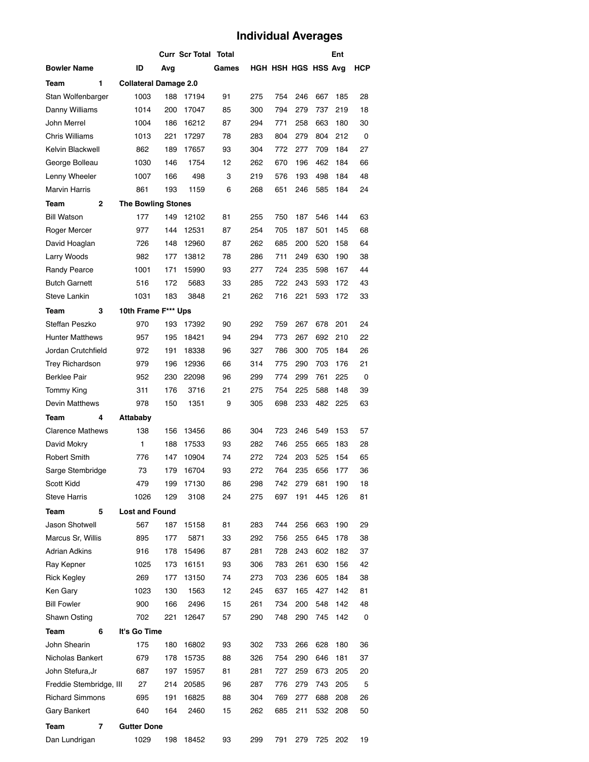# Individual Averages

| Bowler Name | ID | Curr Avg | Scr Total | Total Games | HGH | HSH | HGS | HSS | Ent Avg | HCP |
|---|---|---|---|---|---|---|---|---|---|---|
| **Team 1** | **Collateral Damage 2.0** | | | | | | | | | |
| Stan Wolfenbarger | 1003 | 188 | 17194 | 91 | 275 | 754 | 246 | 667 | 185 | 28 |
| Danny Williams | 1014 | 200 | 17047 | 85 | 300 | 794 | 279 | 737 | 219 | 18 |
| John Merrel | 1004 | 186 | 16212 | 87 | 294 | 771 | 258 | 663 | 180 | 30 |
| Chris Williams | 1013 | 221 | 17297 | 78 | 283 | 804 | 279 | 804 | 212 | 0 |
| Kelvin Blackwell | 862 | 189 | 17657 | 93 | 304 | 772 | 277 | 709 | 184 | 27 |
| George Bolleau | 1030 | 146 | 1754 | 12 | 262 | 670 | 196 | 462 | 184 | 66 |
| Lenny Wheeler | 1007 | 166 | 498 | 3 | 219 | 576 | 193 | 498 | 184 | 48 |
| Marvin Harris | 861 | 193 | 1159 | 6 | 268 | 651 | 246 | 585 | 184 | 24 |
| **Team 2** | **The Bowling Stones** | | | | | | | | | |
| Bill Watson | 177 | 149 | 12102 | 81 | 255 | 750 | 187 | 546 | 144 | 63 |
| Roger Mercer | 977 | 144 | 12531 | 87 | 254 | 705 | 187 | 501 | 145 | 68 |
| David Hoaglan | 726 | 148 | 12960 | 87 | 262 | 685 | 200 | 520 | 158 | 64 |
| Larry Woods | 982 | 177 | 13812 | 78 | 286 | 711 | 249 | 630 | 190 | 38 |
| Randy Pearce | 1001 | 171 | 15990 | 93 | 277 | 724 | 235 | 598 | 167 | 44 |
| Butch Garnett | 516 | 172 | 5683 | 33 | 285 | 722 | 243 | 593 | 172 | 43 |
| Steve Lankin | 1031 | 183 | 3848 | 21 | 262 | 716 | 221 | 593 | 172 | 33 |
| **Team 3** | **10th Frame F*** Ups** | | | | | | | | | |
| Steffan Peszko | 970 | 193 | 17392 | 90 | 292 | 759 | 267 | 678 | 201 | 24 |
| Hunter Matthews | 957 | 195 | 18421 | 94 | 294 | 773 | 267 | 692 | 210 | 22 |
| Jordan Crutchfield | 972 | 191 | 18338 | 96 | 327 | 786 | 300 | 705 | 184 | 26 |
| Trey Richardson | 979 | 196 | 12936 | 66 | 314 | 775 | 290 | 703 | 176 | 21 |
| Berklee Pair | 952 | 230 | 22098 | 96 | 299 | 774 | 299 | 761 | 225 | 0 |
| Tommy King | 311 | 176 | 3716 | 21 | 275 | 754 | 225 | 588 | 148 | 39 |
| Devin Matthews | 978 | 150 | 1351 | 9 | 305 | 698 | 233 | 482 | 225 | 63 |
| **Team 4** | **Attababy** | | | | | | | | | |
| Clarence Mathews | 138 | 156 | 13456 | 86 | 304 | 723 | 246 | 549 | 153 | 57 |
| David Mokry | 1 | 188 | 17533 | 93 | 282 | 746 | 255 | 665 | 183 | 28 |
| Robert Smith | 776 | 147 | 10904 | 74 | 272 | 724 | 203 | 525 | 154 | 65 |
| Sarge Stembridge | 73 | 179 | 16704 | 93 | 272 | 764 | 235 | 656 | 177 | 36 |
| Scott Kidd | 479 | 199 | 17130 | 86 | 298 | 742 | 279 | 681 | 190 | 18 |
| Steve Harris | 1026 | 129 | 3108 | 24 | 275 | 697 | 191 | 445 | 126 | 81 |
| **Team 5** | **Lost and Found** | | | | | | | | | |
| Jason Shotwell | 567 | 187 | 15158 | 81 | 283 | 744 | 256 | 663 | 190 | 29 |
| Marcus Sr, Willis | 895 | 177 | 5871 | 33 | 292 | 756 | 255 | 645 | 178 | 38 |
| Adrian Adkins | 916 | 178 | 15496 | 87 | 281 | 728 | 243 | 602 | 182 | 37 |
| Ray Kepner | 1025 | 173 | 16151 | 93 | 306 | 783 | 261 | 630 | 156 | 42 |
| Rick Kegley | 269 | 177 | 13150 | 74 | 273 | 703 | 236 | 605 | 184 | 38 |
| Ken Gary | 1023 | 130 | 1563 | 12 | 245 | 637 | 165 | 427 | 142 | 81 |
| Bill Fowler | 900 | 166 | 2496 | 15 | 261 | 734 | 200 | 548 | 142 | 48 |
| Shawn Osting | 702 | 221 | 12647 | 57 | 290 | 748 | 290 | 745 | 142 | 0 |
| **Team 6** | **It's Go Time** | | | | | | | | | |
| John Shearin | 175 | 180 | 16802 | 93 | 302 | 733 | 266 | 628 | 180 | 36 |
| Nicholas Bankert | 679 | 178 | 15735 | 88 | 326 | 754 | 290 | 646 | 181 | 37 |
| John Stefura,Jr | 687 | 197 | 15957 | 81 | 281 | 727 | 259 | 673 | 205 | 20 |
| Freddie Stembridge, III | 27 | 214 | 20585 | 96 | 287 | 776 | 279 | 743 | 205 | 5 |
| Richard Simmons | 695 | 191 | 16825 | 88 | 304 | 769 | 277 | 688 | 208 | 26 |
| Gary Bankert | 640 | 164 | 2460 | 15 | 262 | 685 | 211 | 532 | 208 | 50 |
| **Team 7** | **Gutter Done** | | | | | | | | | |
| Dan Lundrigan | 1029 | 198 | 18452 | 93 | 299 | 791 | 279 | 725 | 202 | 19 |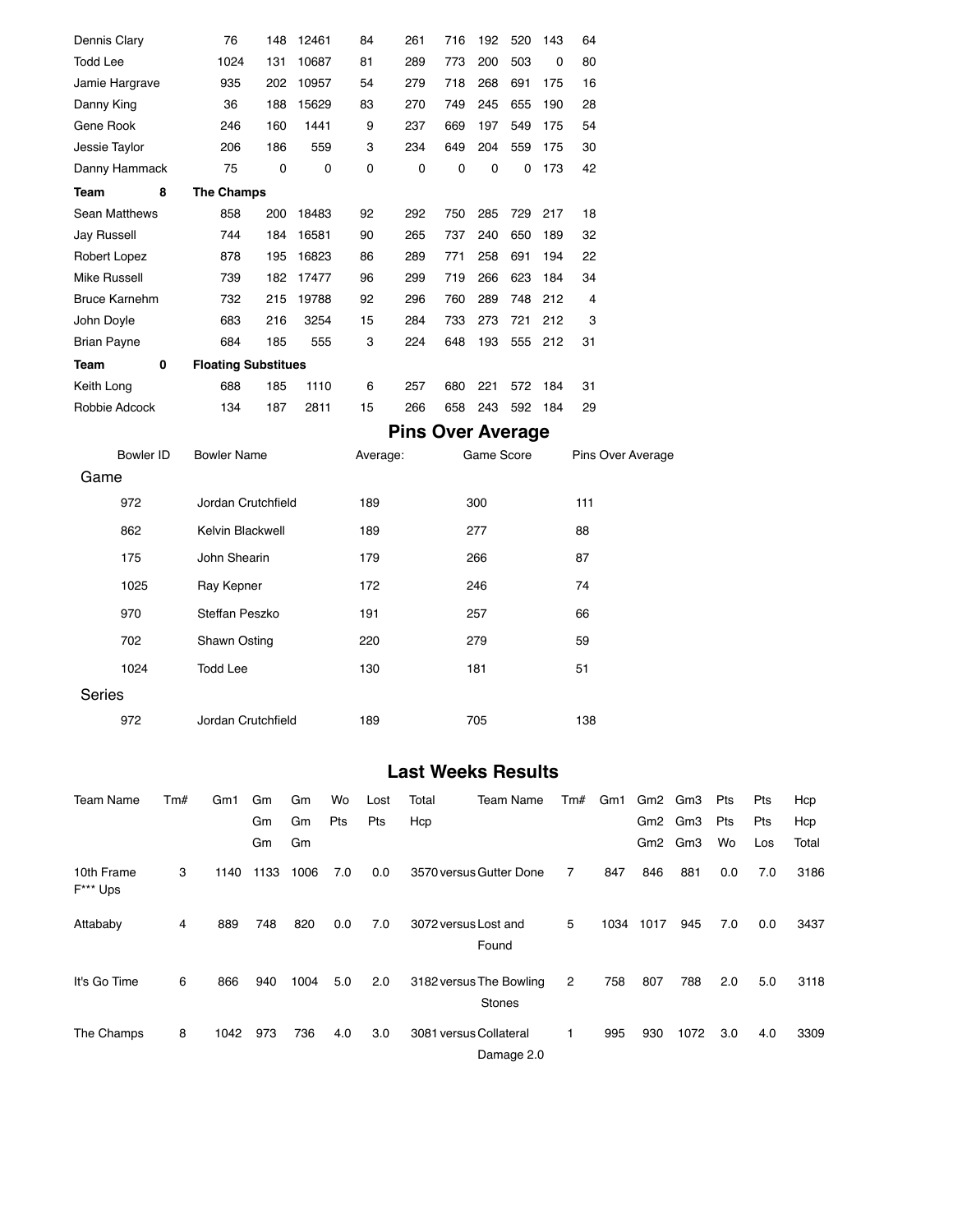| | | | | | | | | | | | |
|---|---|---|---|---|---|---|---|---|---|---|---|
| Dennis Clary | | 76 | 148 | 12461 | 84 | 261 | 716 | 192 | 520 | 143 | 64 |
| Todd Lee | | 1024 | 131 | 10687 | 81 | 289 | 773 | 200 | 503 | 0 | 80 |
| Jamie Hargrave | | 935 | 202 | 10957 | 54 | 279 | 718 | 268 | 691 | 175 | 16 |
| Danny King | | 36 | 188 | 15629 | 83 | 270 | 749 | 245 | 655 | 190 | 28 |
| Gene Rook | | 246 | 160 | 1441 | 9 | 237 | 669 | 197 | 549 | 175 | 54 |
| Jessie Taylor | | 206 | 186 | 559 | 3 | 234 | 649 | 204 | 559 | 175 | 30 |
| Danny Hammack | | 75 | 0 | 0 | 0 | 0 | 0 | 0 | 0 | 173 | 42 |
| **Team** | **8** | **The Champs** | | | | | | | | | |
| Sean Matthews | | 858 | 200 | 18483 | 92 | 292 | 750 | 285 | 729 | 217 | 18 |
| Jay Russell | | 744 | 184 | 16581 | 90 | 265 | 737 | 240 | 650 | 189 | 32 |
| Robert Lopez | | 878 | 195 | 16823 | 86 | 289 | 771 | 258 | 691 | 194 | 22 |
| Mike Russell | | 739 | 182 | 17477 | 96 | 299 | 719 | 266 | 623 | 184 | 34 |
| Bruce Karnehm | | 732 | 215 | 19788 | 92 | 296 | 760 | 289 | 748 | 212 | 4 |
| John Doyle | | 683 | 216 | 3254 | 15 | 284 | 733 | 273 | 721 | 212 | 3 |
| Brian Payne | | 684 | 185 | 555 | 3 | 224 | 648 | 193 | 555 | 212 | 31 |
| **Team** | **0** | **Floating Substitues** | | | | | | | | | |
| Keith Long | | 688 | 185 | 1110 | 6 | 257 | 680 | 221 | 572 | 184 | 31 |
| Robbie Adcock | | 134 | 187 | 2811 | 15 | 266 | 658 | 243 | 592 | 184 | 29 |

## Pins Over Average

| Bowler ID | Bowler Name | Average: | Game Score | Pins Over Average |
|---|---|---|---|---|
| **Game** | | | | |
| 972 | Jordan Crutchfield | 189 | 300 | 111 |
| 862 | Kelvin Blackwell | 189 | 277 | 88 |
| 175 | John Shearin | 179 | 266 | 87 |
| 1025 | Ray Kepner | 172 | 246 | 74 |
| 970 | Steffan Peszko | 191 | 257 | 66 |
| 702 | Shawn Osting | 220 | 279 | 59 |
| 1024 | Todd Lee | 130 | 181 | 51 |
| **Series** | | | | |
| 972 | Jordan Crutchfield | 189 | 705 | 138 |

## Last Weeks Results

| Team Name | Tm# | Gm1 | Gm Gm Gm | Gm Gm Gm | Wo Pts | Lost Pts | Total Hcp | | Team Name | Tm# | Gm1 | Gm2 Gm2 Gm2 | Gm3 Gm3 Gm3 | Pts Pts Wo | Pts Pts Los | Hcp Hcp Total |
|---|---|---|---|---|---|---|---|---|---|---|---|---|---|---|---|---|
| 10th Frame F*** Ups | 3 | 1140 | 1133 | 1006 | 7.0 | 0.0 | 3570 | versus | Gutter Done | 7 | 847 | 846 | 881 | 0.0 | 7.0 | 3186 |
| Attababy | 4 | 889 | 748 | 820 | 0.0 | 7.0 | 3072 | versus | Lost and Found | 5 | 1034 | 1017 | 945 | 7.0 | 0.0 | 3437 |
| It's Go Time | 6 | 866 | 940 | 1004 | 5.0 | 2.0 | 3182 | versus | The Bowling Stones | 2 | 758 | 807 | 788 | 2.0 | 5.0 | 3118 |
| The Champs | 8 | 1042 | 973 | 736 | 4.0 | 3.0 | 3081 | versus | Collateral Damage 2.0 | 1 | 995 | 930 | 1072 | 3.0 | 4.0 | 3309 |